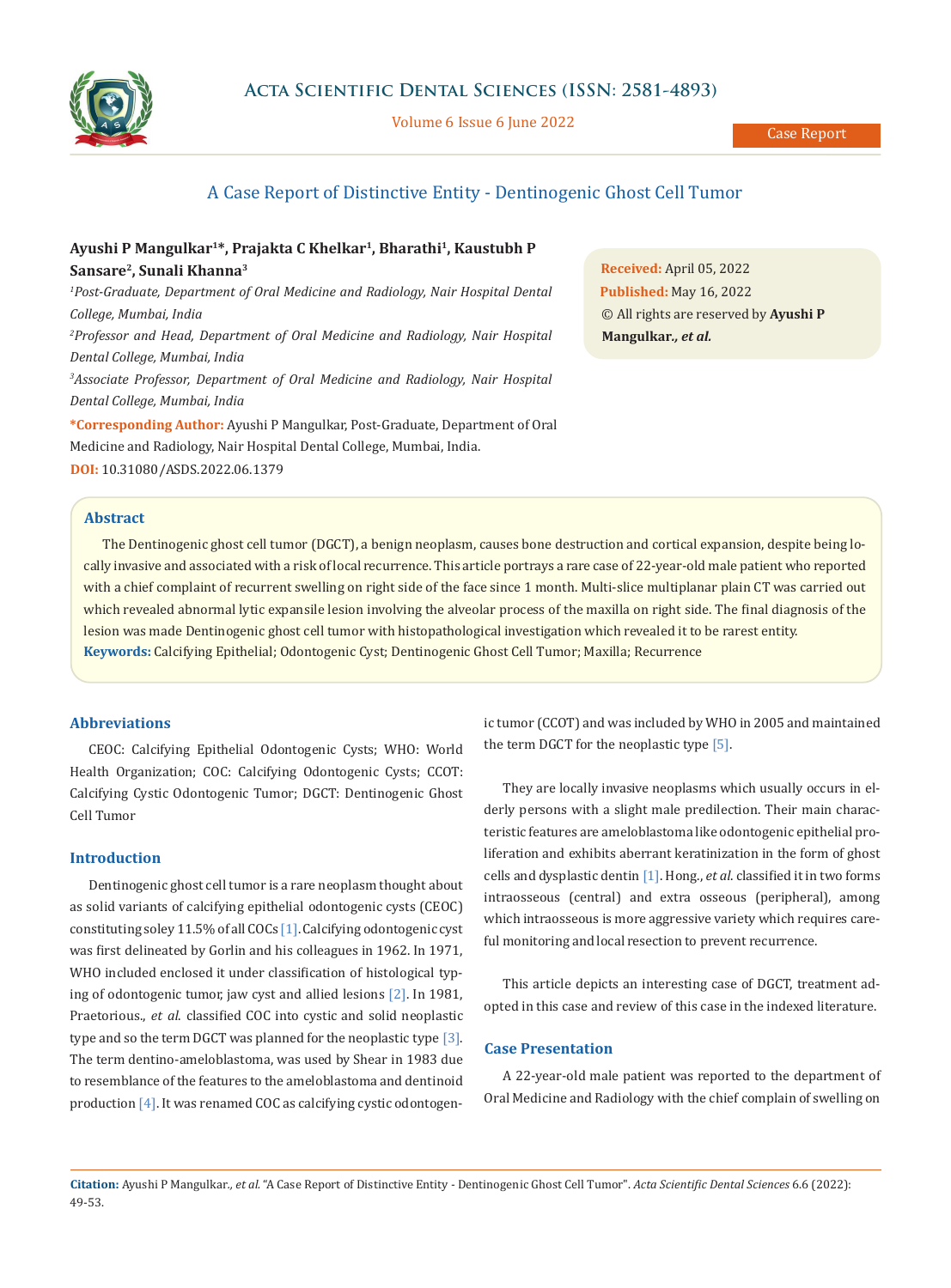# A Case Report of Distinctive Entity - Dentinogenic Ghost Cell Tumor

**Ayushi P Mangulkar[1]*, Prajakta C Khelkar[1], Bharathi[1], Kaustubh P Sansare[2], Sunali Khanna[3]**

*[1]Post-Graduate, Department of Oral Medicine and Radiology, Nair Hospital Dental College, Mumbai, India*

*[2]Professor and Head, Department of Oral Medicine and Radiology, Nair Hospital Dental College, Mumbai, India*

*[3]Associate Professor, Department of Oral Medicine and Radiology, Nair Hospital Dental College, Mumbai, India*

**\*Corresponding Author:** Ayushi P Mangulkar, Post-Graduate, Department of Oral Medicine and Radiology, Nair Hospital Dental College, Mumbai, India.

**DOI:** 10.31080/ASDS.2022.06.1379

**Received:** April 05, 2022
**Published:** May 16, 2022
© All rights are reserved by **Ayushi P Mangulkar., *et al.***

## Abstract

The Dentinogenic ghost cell tumor (DGCT), a benign neoplasm, causes bone destruction and cortical expansion, despite being locally invasive and associated with a risk of local recurrence. This article portrays a rare case of 22-year-old male patient who reported with a chief complaint of recurrent swelling on right side of the face since 1 month. Multi-slice multiplanar plain CT was carried out which revealed abnormal lytic expansile lesion involving the alveolar process of the maxilla on right side. The final diagnosis of the lesion was made Dentinogenic ghost cell tumor with histopathological investigation which revealed it to be rarest entity.

**Keywords:** Calcifying Epithelial; Odontogenic Cyst; Dentinogenic Ghost Cell Tumor; Maxilla; Recurrence

## Abbreviations

CEOC: Calcifying Epithelial Odontogenic Cysts; WHO: World Health Organization; COC: Calcifying Odontogenic Cysts; CCOT: Calcifying Cystic Odontogenic Tumor; DGCT: Dentinogenic Ghost Cell Tumor

## Introduction

Dentinogenic ghost cell tumor is a rare neoplasm thought about as solid variants of calcifying epithelial odontogenic cysts (CEOC) constituting soley 11.5% of all COCs [1]. Calcifying odontogenic cyst was first delineated by Gorlin and his colleagues in 1962. In 1971, WHO included enclosed it under classification of histological typing of odontogenic tumor, jaw cyst and allied lesions [2]. In 1981, Praetorious., *et al.* classified COC into cystic and solid neoplastic type and so the term DGCT was planned for the neoplastic type [3]. The term dentino-ameloblastoma, was used by Shear in 1983 due to resemblance of the features to the ameloblastoma and dentinoid production [4]. It was renamed COC as calcifying cystic odontogenic tumor (CCOT) and was included by WHO in 2005 and maintained the term DGCT for the neoplastic type [5].

They are locally invasive neoplasms which usually occurs in elderly persons with a slight male predilection. Their main characteristic features are ameloblastoma like odontogenic epithelial proliferation and exhibits aberrant keratinization in the form of ghost cells and dysplastic dentin [1]. Hong., *et al.* classified it in two forms intraosseous (central) and extra osseous (peripheral), among which intraosseous is more aggressive variety which requires careful monitoring and local resection to prevent recurrence.

This article depicts an interesting case of DGCT, treatment adopted in this case and review of this case in the indexed literature.

## Case Presentation

A 22-year-old male patient was reported to the department of Oral Medicine and Radiology with the chief complain of swelling on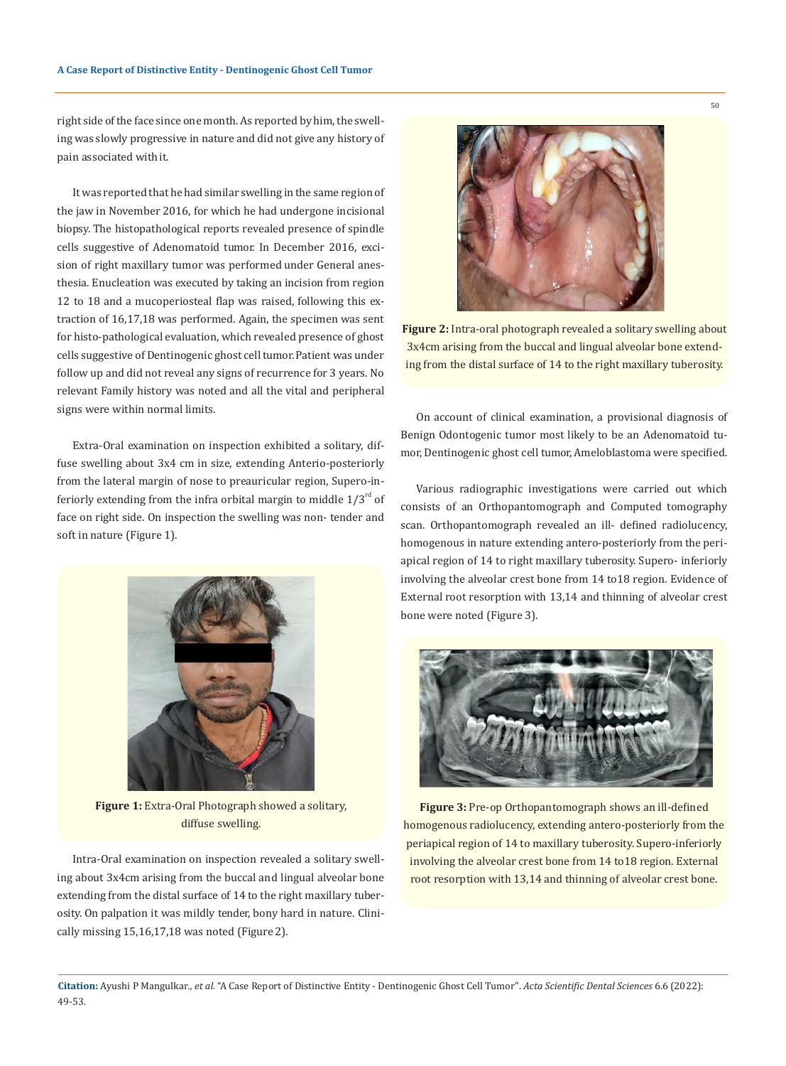right side of the face since one month. As reported by him, the swelling was slowly progressive in nature and did not give any history of pain associated with it.

It was reported that he had similar swelling in the same region of the jaw in November 2016, for which he had undergone incisional biopsy. The histopathological reports revealed presence of spindle cells suggestive of Adenomatoid tumor. In December 2016, excision of right maxillary tumor was performed under General anesthesia. Enucleation was executed by taking an incision from region 12 to 18 and a mucoperiosteal flap was raised, following this extraction of 16,17,18 was performed. Again, the specimen was sent for histo-pathological evaluation, which revealed presence of ghost cells suggestive of Dentinogenic ghost cell tumor. Patient was under follow up and did not reveal any signs of recurrence for 3 years. No relevant Family history was noted and all the vital and peripheral signs were within normal limits.

Extra-Oral examination on inspection exhibited a solitary, diffuse swelling about 3x4 cm in size, extending Anterio-posteriorly from the lateral margin of nose to preauricular region, Supero-inferiorly extending from the infra orbital margin to middle 1/3rd of face on right side. On inspection the swelling was non- tender and soft in nature (Figure 1).

**Figure 1:** Extra-Oral Photograph showed a solitary, diffuse swelling.

Intra-Oral examination on inspection revealed a solitary swelling about 3x4cm arising from the buccal and lingual alveolar bone extending from the distal surface of 14 to the right maxillary tuberosity. On palpation it was mildly tender, bony hard in nature. Clinically missing 15,16,17,18 was noted (Figure 2).

**Figure 2:** Intra-oral photograph revealed a solitary swelling about 3x4cm arising from the buccal and lingual alveolar bone extending from the distal surface of 14 to the right maxillary tuberosity.

On account of clinical examination, a provisional diagnosis of Benign Odontogenic tumor most likely to be an Adenomatoid tumor, Dentinogenic ghost cell tumor, Ameloblastoma were specified.

Various radiographic investigations were carried out which consists of an Orthopantomograph and Computed tomography scan. Orthopantomograph revealed an ill- defined radiolucency, homogenous in nature extending antero-posteriorly from the periapical region of 14 to right maxillary tuberosity. Supero- inferiorly involving the alveolar crest bone from 14 to18 region. Evidence of External root resorption with 13,14 and thinning of alveolar crest bone were noted (Figure 3).

**Figure 3:** Pre-op Orthopantomograph shows an ill-defined homogenous radiolucency, extending antero-posteriorly from the periapical region of 14 to maxillary tuberosity. Supero-inferiorly involving the alveolar crest bone from 14 to18 region. External root resorption with 13,14 and thinning of alveolar crest bone.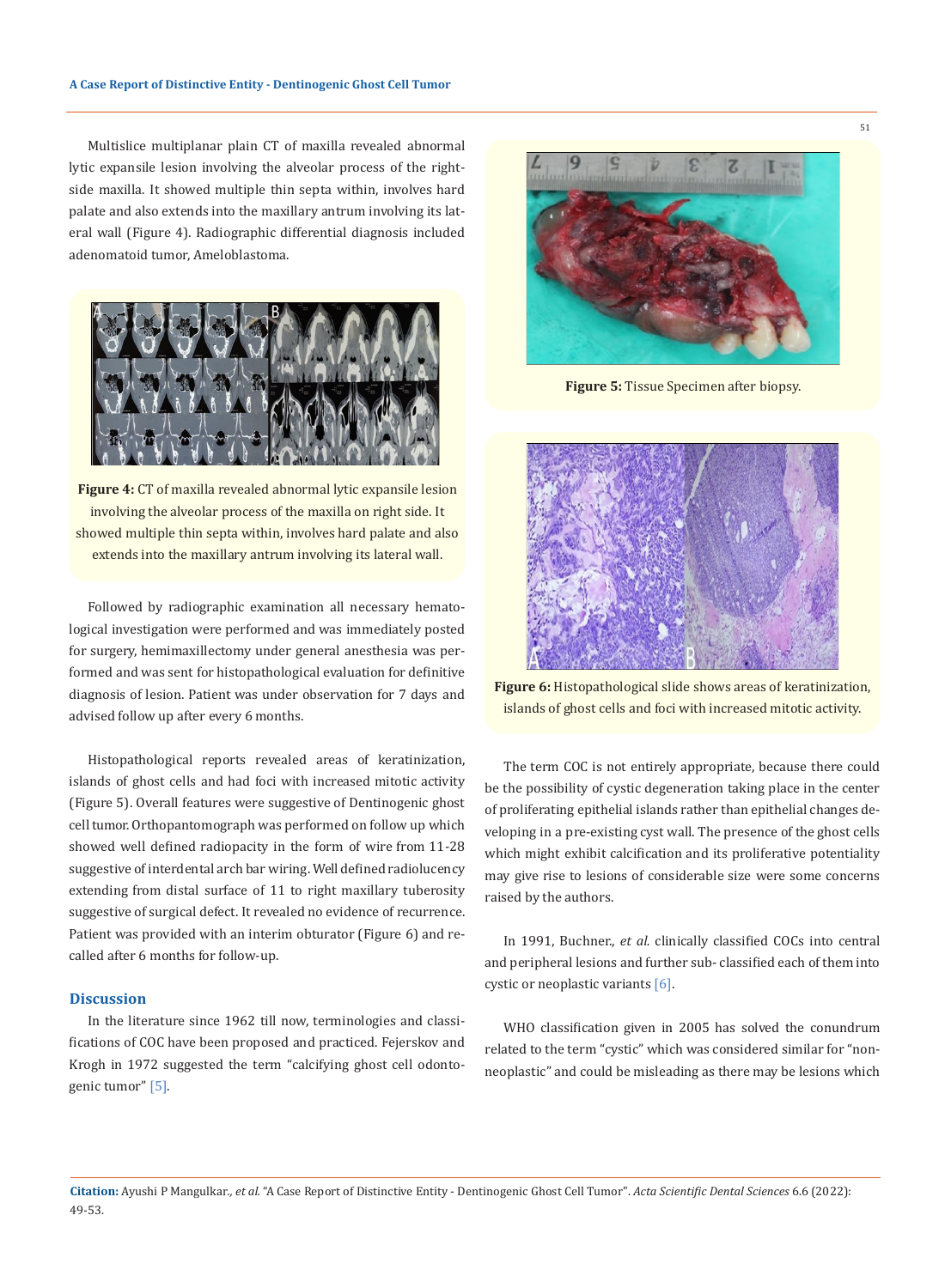Multislice multiplanar plain CT of maxilla revealed abnormal lytic expansile lesion involving the alveolar process of the right-side maxilla. It showed multiple thin septa within, involves hard palate and also extends into the maxillary antrum involving its lateral wall (Figure 4). Radiographic differential diagnosis included adenomatoid tumor, Ameloblastoma.

**Figure 4:** CT of maxilla revealed abnormal lytic expansile lesion involving the alveolar process of the maxilla on right side. It showed multiple thin septa within, involves hard palate and also extends into the maxillary antrum involving its lateral wall.

Followed by radiographic examination all necessary hematological investigation were performed and was immediately posted for surgery, hemimaxillectomy under general anesthesia was performed and was sent for histopathological evaluation for definitive diagnosis of lesion. Patient was under observation for 7 days and advised follow up after every 6 months.

Histopathological reports revealed areas of keratinization, islands of ghost cells and had foci with increased mitotic activity (Figure 5). Overall features were suggestive of Dentinogenic ghost cell tumor. Orthopantomograph was performed on follow up which showed well defined radiopacity in the form of wire from 11-28 suggestive of interdental arch bar wiring. Well defined radiolucency extending from distal surface of 11 to right maxillary tuberosity suggestive of surgical defect. It revealed no evidence of recurrence. Patient was provided with an interim obturator (Figure 6) and recalled after 6 months for follow-up.

## Discussion

In the literature since 1962 till now, terminologies and classifications of COC have been proposed and practiced. Fejerskov and Krogh in 1972 suggested the term "calcifying ghost cell odontogenic tumor" [5].

**Figure 5:** Tissue Specimen after biopsy.

**Figure 6:** Histopathological slide shows areas of keratinization, islands of ghost cells and foci with increased mitotic activity.

The term COC is not entirely appropriate, because there could be the possibility of cystic degeneration taking place in the center of proliferating epithelial islands rather than epithelial changes developing in a pre-existing cyst wall. The presence of the ghost cells which might exhibit calcification and its proliferative potentiality may give rise to lesions of considerable size were some concerns raised by the authors.

In 1991, Buchner., *et al.* clinically classified COCs into central and peripheral lesions and further sub- classified each of them into cystic or neoplastic variants [6].

WHO classification given in 2005 has solved the conundrum related to the term "cystic" which was considered similar for "non-neoplastic" and could be misleading as there may be lesions which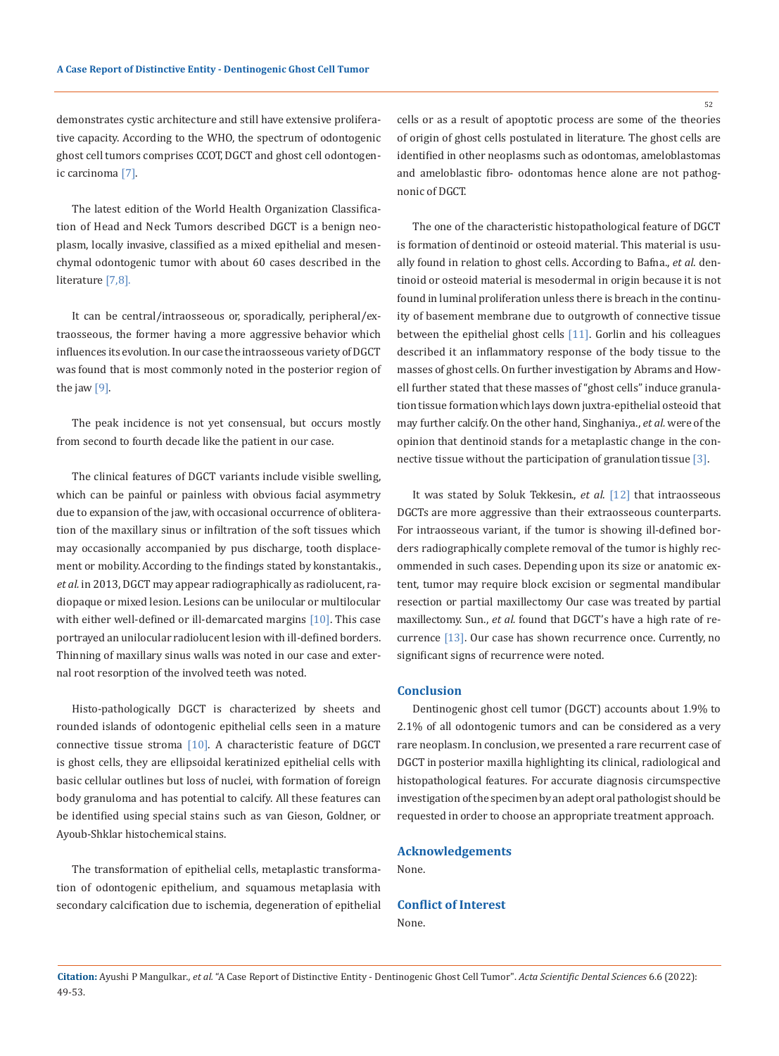demonstrates cystic architecture and still have extensive proliferative capacity. According to the WHO, the spectrum of odontogenic ghost cell tumors comprises CCOT, DGCT and ghost cell odontogenic carcinoma [7].

The latest edition of the World Health Organization Classification of Head and Neck Tumors described DGCT is a benign neoplasm, locally invasive, classified as a mixed epithelial and mesenchymal odontogenic tumor with about 60 cases described in the literature [7,8].

It can be central/intraosseous or, sporadically, peripheral/extraosseous, the former having a more aggressive behavior which influences its evolution. In our case the intraosseous variety of DGCT was found that is most commonly noted in the posterior region of the jaw [9].

The peak incidence is not yet consensual, but occurs mostly from second to fourth decade like the patient in our case.

The clinical features of DGCT variants include visible swelling, which can be painful or painless with obvious facial asymmetry due to expansion of the jaw, with occasional occurrence of obliteration of the maxillary sinus or infiltration of the soft tissues which may occasionally accompanied by pus discharge, tooth displacement or mobility. According to the findings stated by konstantakis., *et al.* in 2013, DGCT may appear radiographically as radiolucent, radiopaque or mixed lesion. Lesions can be unilocular or multilocular with either well-defined or ill-demarcated margins [10]. This case portrayed an unilocular radiolucent lesion with ill-defined borders. Thinning of maxillary sinus walls was noted in our case and external root resorption of the involved teeth was noted.

Histo-pathologically DGCT is characterized by sheets and rounded islands of odontogenic epithelial cells seen in a mature connective tissue stroma [10]. A characteristic feature of DGCT is ghost cells, they are ellipsoidal keratinized epithelial cells with basic cellular outlines but loss of nuclei, with formation of foreign body granuloma and has potential to calcify. All these features can be identified using special stains such as van Gieson, Goldner, or Ayoub-Shklar histochemical stains.

The transformation of epithelial cells, metaplastic transformation of odontogenic epithelium, and squamous metaplasia with secondary calcification due to ischemia, degeneration of epithelial cells or as a result of apoptotic process are some of the theories of origin of ghost cells postulated in literature. The ghost cells are identified in other neoplasms such as odontomas, ameloblastomas and ameloblastic fibro- odontomas hence alone are not pathognonic of DGCT.

The one of the characteristic histopathological feature of DGCT is formation of dentinoid or osteoid material. This material is usually found in relation to ghost cells. According to Bafna., *et al.* dentinoid or osteoid material is mesodermal in origin because it is not found in luminal proliferation unless there is breach in the continuity of basement membrane due to outgrowth of connective tissue between the epithelial ghost cells [11]. Gorlin and his colleagues described it an inflammatory response of the body tissue to the masses of ghost cells. On further investigation by Abrams and Howell further stated that these masses of "ghost cells" induce granulation tissue formation which lays down juxtra-epithelial osteoid that may further calcify. On the other hand, Singhaniya., *et al.* were of the opinion that dentinoid stands for a metaplastic change in the connective tissue without the participation of granulation tissue [3].

It was stated by Soluk Tekkesin., *et al.* [12] that intraosseous DGCTs are more aggressive than their extraosseous counterparts. For intraosseous variant, if the tumor is showing ill-defined borders radiographically complete removal of the tumor is highly recommended in such cases. Depending upon its size or anatomic extent, tumor may require block excision or segmental mandibular resection or partial maxillectomy Our case was treated by partial maxillectomy. Sun., *et al.* found that DGCT's have a high rate of recurrence [13]. Our case has shown recurrence once. Currently, no significant signs of recurrence were noted.

## Conclusion

Dentinogenic ghost cell tumor (DGCT) accounts about 1.9% to 2.1% of all odontogenic tumors and can be considered as a very rare neoplasm. In conclusion, we presented a rare recurrent case of DGCT in posterior maxilla highlighting its clinical, radiological and histopathological features. For accurate diagnosis circumspective investigation of the specimen by an adept oral pathologist should be requested in order to choose an appropriate treatment approach.

## Acknowledgements

None.

## Conflict of Interest

None.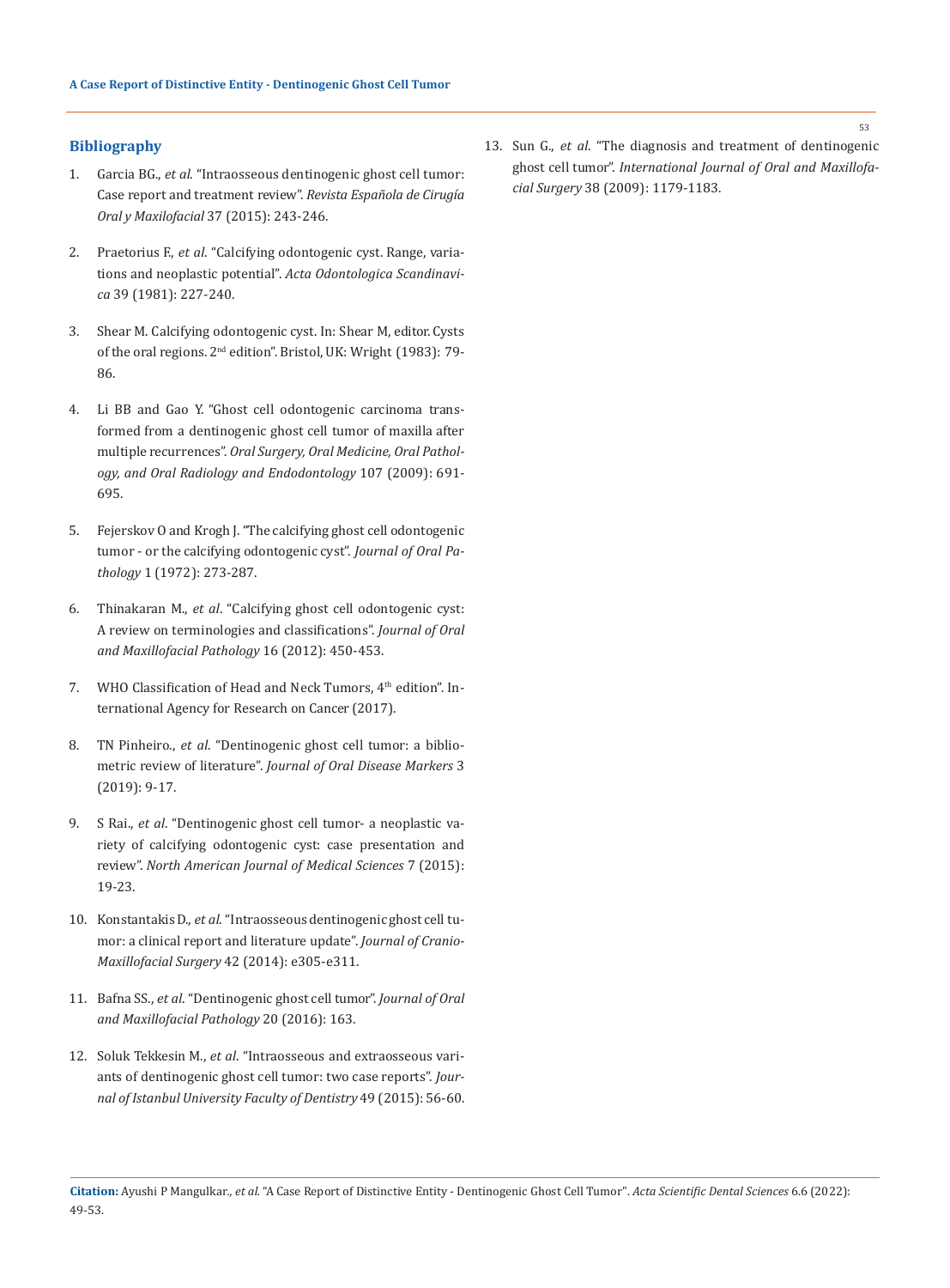## Bibliography

1. Garcia BG., *et al*. "Intraosseous dentinogenic ghost cell tumor: Case report and treatment review". *Revista Española de Cirugía Oral y Maxilofacial* 37 (2015): 243-246.
2. Praetorius F., *et al*. "Calcifying odontogenic cyst. Range, variations and neoplastic potential". *Acta Odontologica Scandinavica* 39 (1981): 227-240.
3. Shear M. Calcifying odontogenic cyst. In: Shear M, editor. Cysts of the oral regions. 2nd edition". Bristol, UK: Wright (1983): 79-86.
4. Li BB and Gao Y. "Ghost cell odontogenic carcinoma transformed from a dentinogenic ghost cell tumor of maxilla after multiple recurrences". *Oral Surgery, Oral Medicine, Oral Pathology, and Oral Radiology and Endodontology* 107 (2009): 691-695.
5. Fejerskov O and Krogh J. "The calcifying ghost cell odontogenic tumor - or the calcifying odontogenic cyst". *Journal of Oral Pathology* 1 (1972): 273-287.
6. Thinakaran M., *et al*. "Calcifying ghost cell odontogenic cyst: A review on terminologies and classifications". *Journal of Oral and Maxillofacial Pathology* 16 (2012): 450-453.
7. WHO Classification of Head and Neck Tumors, 4th edition". International Agency for Research on Cancer (2017).
8. TN Pinheiro., *et al*. "Dentinogenic ghost cell tumor: a bibliometric review of literature". *Journal of Oral Disease Markers* 3 (2019): 9-17.
9. S Rai., *et al*. "Dentinogenic ghost cell tumor- a neoplastic variety of calcifying odontogenic cyst: case presentation and review". *North American Journal of Medical Sciences* 7 (2015): 19-23.
10. Konstantakis D., *et al*. "Intraosseous dentinogenic ghost cell tumor: a clinical report and literature update". *Journal of Cranio-Maxillofacial Surgery* 42 (2014): e305-e311.
11. Bafna SS., *et al*. "Dentinogenic ghost cell tumor". *Journal of Oral and Maxillofacial Pathology* 20 (2016): 163.
12. Soluk Tekkesin M., *et al*. "Intraosseous and extraosseous variants of dentinogenic ghost cell tumor: two case reports". *Journal of Istanbul University Faculty of Dentistry* 49 (2015): 56-60.
13. Sun G., *et al*. "The diagnosis and treatment of dentinogenic ghost cell tumor". *International Journal of Oral and Maxillofacial Surgery* 38 (2009): 1179-1183.